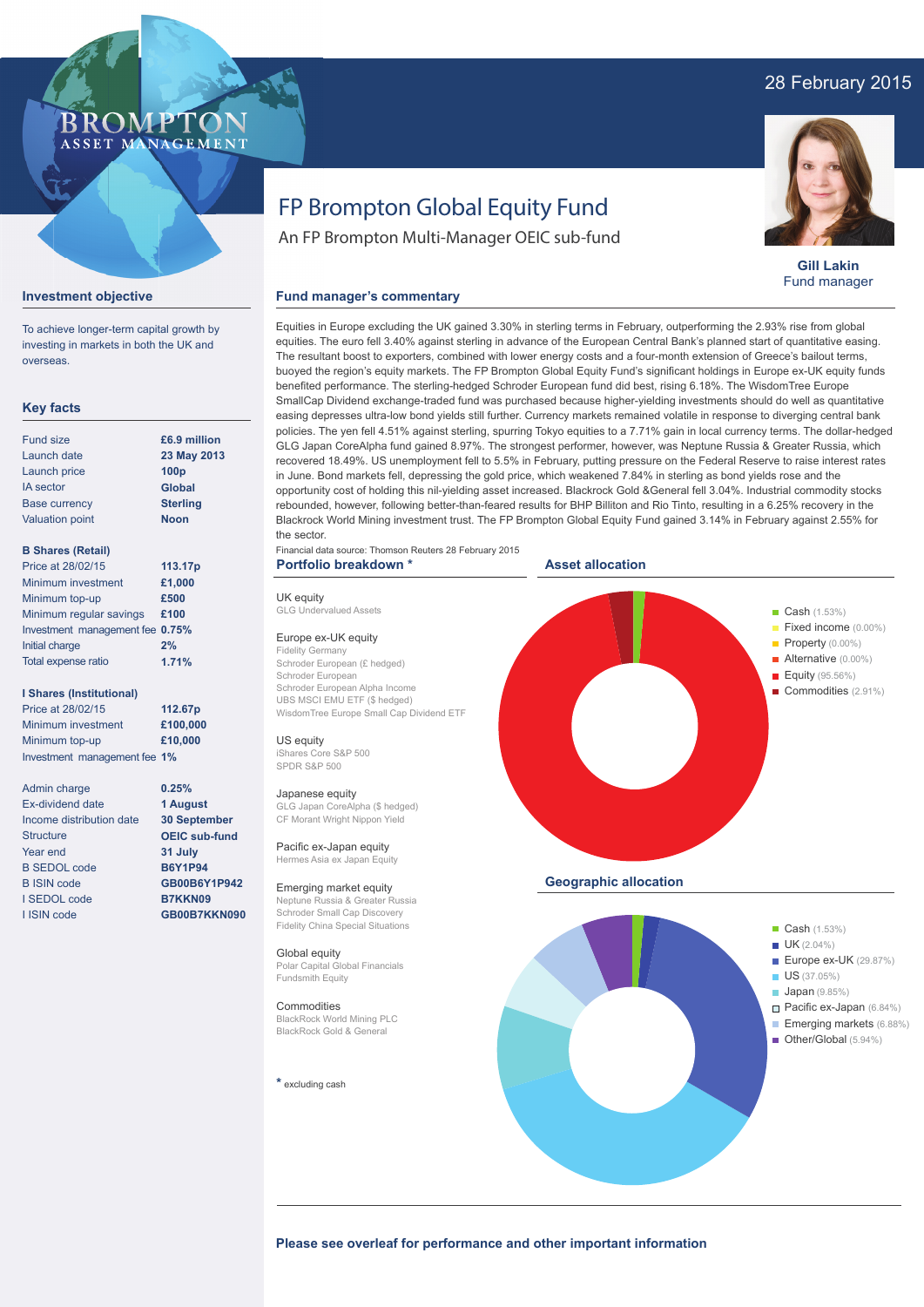BROMPTON ASSET MANAGEMENT

28 February 2015

# FP Brompton Global Equity Fund

An FP Brompton Multi-Manager OEIC sub-fund

**Gill Lakin**
Fund manager

## Investment objective

To achieve longer-term capital growth by investing in markets in both the UK and overseas.

## Key facts

| | |
|---|---|
| Fund size | **£6.9 million** |
| Launch date | **23 May 2013** |
| Launch price | **100p** |
| IA sector | **Global** |
| Base currency | **Sterling** |
| Valuation point | **Noon** |

**B Shares (Retail)**

| | |
|---|---|
| Price at 28/02/15 | **113.17p** |
| Minimum investment | **£1,000** |
| Minimum top-up | **£500** |
| Minimum regular savings | **£100** |
| Investment management fee | **0.75%** |
| Initial charge | **2%** |
| Total expense ratio | **1.71%** |

**I Shares (Institutional)**

| | |
|---|---|
| Price at 28/02/15 | **112.67p** |
| Minimum investment | **£100,000** |
| Minimum top-up | **£10,000** |
| Investment management fee | **1%** |

| | |
|---|---|
| Admin charge | **0.25%** |
| Ex-dividend date | **1 August** |
| Income distribution date | **30 September** |
| Structure | **OEIC sub-fund** |
| Year end | **31 July** |
| B SEDOL code | **B6Y1P94** |
| B ISIN code | **GB00B6Y1P942** |
| I SEDOL code | **B7KKN09** |
| I ISIN code | **GB00B7KKN090** |

## Fund manager's commentary

Equities in Europe excluding the UK gained 3.30% in sterling terms in February, outperforming the 2.93% rise from global equities. The euro fell 3.40% against sterling in advance of the European Central Bank's planned start of quantitative easing. The resultant boost to exporters, combined with lower energy costs and a four-month extension of Greece's bailout terms, buoyed the region's equity markets. The FP Brompton Global Equity Fund's significant holdings in Europe ex-UK equity funds benefited performance. The sterling-hedged Schroder European fund did best, rising 6.18%. The WisdomTree Europe SmallCap Dividend exchange-traded fund was purchased because higher-yielding investments should do well as quantitative easing depresses ultra-low bond yields still further. Currency markets remained volatile in response to diverging central bank policies. The yen fell 4.51% against sterling, spurring Tokyo equities to a 7.71% gain in local currency terms. The dollar-hedged GLG Japan CoreAlpha fund gained 8.97%. The strongest performer, however, was Neptune Russia & Greater Russia, which recovered 18.49%. US unemployment fell to 5.5% in February, putting pressure on the Federal Reserve to raise interest rates in June. Bond markets fell, depressing the gold price, which weakened 7.84% in sterling as bond yields rose and the opportunity cost of holding this nil-yielding asset increased. Blackrock Gold &General fell 3.04%. Industrial commodity stocks rebounded, however, following better-than-feared results for BHP Billiton and Rio Tinto, resulting in a 6.25% recovery in the Blackrock World Mining investment trust. The FP Brompton Global Equity Fund gained 3.14% in February against 2.55% for the sector.

Financial data source: Thomson Reuters 28 February 2015

## Portfolio breakdown *

**UK equity**
GLG Undervalued Assets

**Europe ex-UK equity**
Fidelity Germany
Schroder European (£ hedged)
Schroder European
Schroder European Alpha Income
UBS MSCI EMU ETF ($ hedged)
WisdomTree Europe Small Cap Dividend ETF

**US equity**
iShares Core S&P 500
SPDR S&P 500

**Japanese equity**
GLG Japan CoreAlpha ($ hedged)
CF Morant Wright Nippon Yield

**Pacific ex-Japan equity**
Hermes Asia ex Japan Equity

**Emerging market equity**
Neptune Russia & Greater Russia
Schroder Small Cap Discovery
Fidelity China Special Situations

**Global equity**
Polar Capital Global Financials
Fundsmith Equity

**Commodities**
BlackRock World Mining PLC
BlackRock Gold & General

* excluding cash

## Asset allocation

- Cash (1.53%)
- Fixed income (0.00%)
- Property (0.00%)
- Alternative (0.00%)
- Equity (95.56%)
- Commodities (2.91%)

## Geographic allocation

- Cash (1.53%)
- UK (2.04%)
- Europe ex-UK (29.87%)
- US (37.05%)
- Japan (9.85%)
- Pacific ex-Japan (6.84%)
- Emerging markets (6.88%)
- Other/Global (5.94%)

**Please see overleaf for performance and other important information**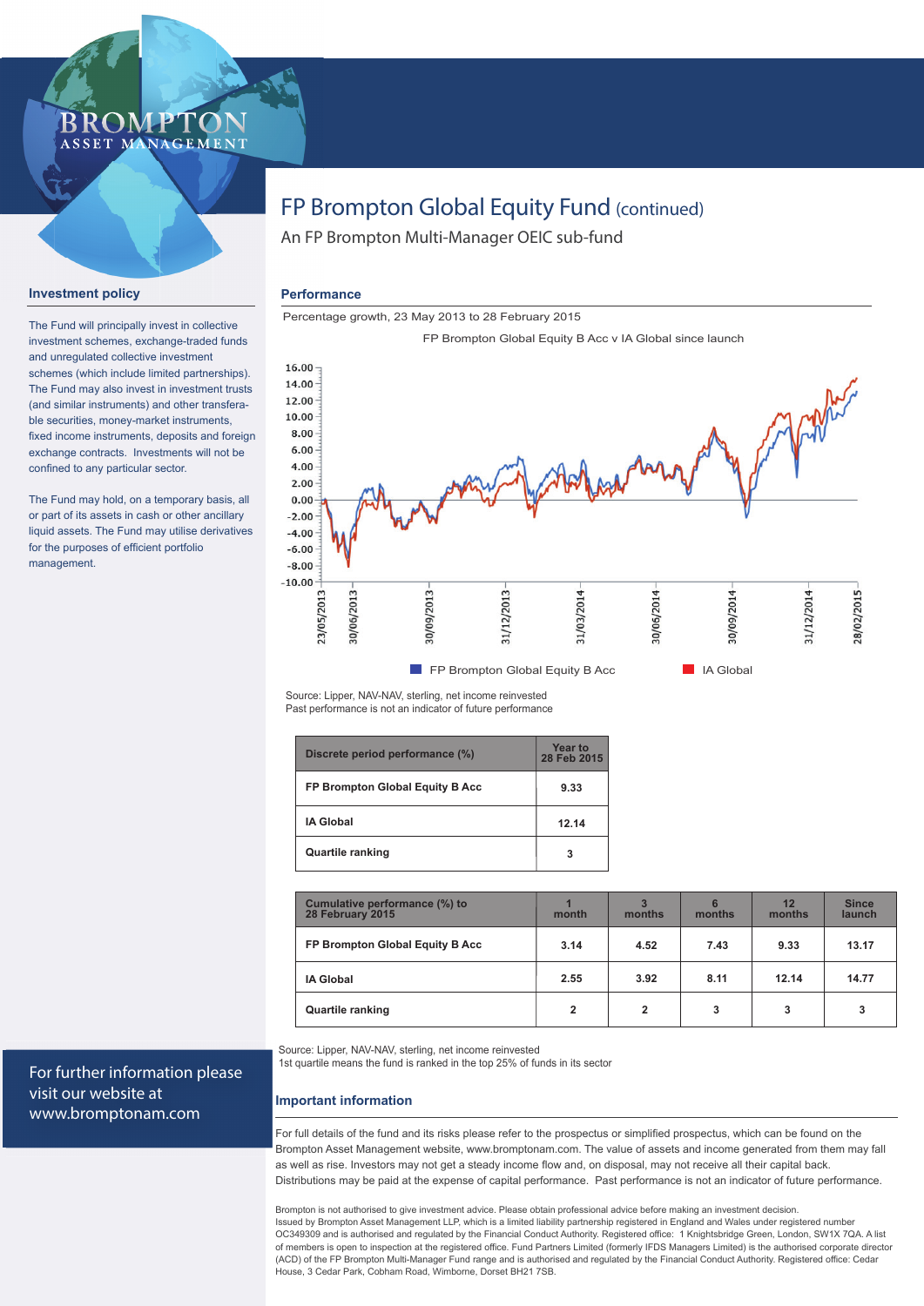BROMPTON
ASSET MANAGEMENT

# FP Brompton Global Equity Fund (continued)

An FP Brompton Multi-Manager OEIC sub-fund

## Investment policy

The Fund will principally invest in collective investment schemes, exchange-traded funds and unregulated collective investment schemes (which include limited partnerships). The Fund may also invest in investment trusts (and similar instruments) and other transferable securities, money-market instruments, fixed income instruments, deposits and foreign exchange contracts. Investments will not be confined to any particular sector.

The Fund may hold, on a temporary basis, all or part of its assets in cash or other ancillary liquid assets. The Fund may utilise derivatives for the purposes of efficient portfolio management.

## Performance

Percentage growth, 23 May 2013 to 28 February 2015

FP Brompton Global Equity B Acc v IA Global since launch

16.00
14.00
12.00
10.00
8.00
6.00
4.00
2.00
0.00
-2.00
-4.00
-6.00
-8.00
-10.00

23/05/2013
30/06/2013
30/09/2013
31/12/2013
31/03/2014
30/06/2014
30/09/2014
31/12/2014
28/02/2015

FP Brompton Global Equity B Acc
IA Global

Source: Lipper, NAV-NAV, sterling, net income reinvested
Past performance is not an indicator of future performance

| Discrete period performance (%) | Year to 28 Feb 2015 |
|---|---|
| FP Brompton Global Equity B Acc | 9.33 |
| IA Global | 12.14 |
| Quartile ranking | 3 |

| Cumulative performance (%) to 28 February 2015 | 1 month | 3 months | 6 months | 12 months | Since launch |
|---|---|---|---|---|---|
| FP Brompton Global Equity B Acc | 3.14 | 4.52 | 7.43 | 9.33 | 13.17 |
| IA Global | 2.55 | 3.92 | 8.11 | 12.14 | 14.77 |
| Quartile ranking | 2 | 2 | 3 | 3 | 3 |

Source: Lipper, NAV-NAV, sterling, net income reinvested
1st quartile means the fund is ranked in the top 25% of funds in its sector

For further information please visit our website at www.bromptonam.com

## Important information

For full details of the fund and its risks please refer to the prospectus or simplified prospectus, which can be found on the Brompton Asset Management website, www.bromptonam.com. The value of assets and income generated from them may fall as well as rise. Investors may not get a steady income flow and, on disposal, may not receive all their capital back. Distributions may be paid at the expense of capital performance. Past performance is not an indicator of future performance.

Brompton is not authorised to give investment advice. Please obtain professional advice before making an investment decision. Issued by Brompton Asset Management LLP, which is a limited liability partnership registered in England and Wales under registered number OC349309 and is authorised and regulated by the Financial Conduct Authority. Registered office: 1 Knightsbridge Green, London, SW1X 7QA. A list of members is open to inspection at the registered office. Fund Partners Limited (formerly IFDS Managers Limited) is the authorised corporate director (ACD) of the FP Brompton Multi-Manager Fund range and is authorised and regulated by the Financial Conduct Authority. Registered office: Cedar House, 3 Cedar Park, Cobham Road, Wimborne, Dorset BH21 7SB.